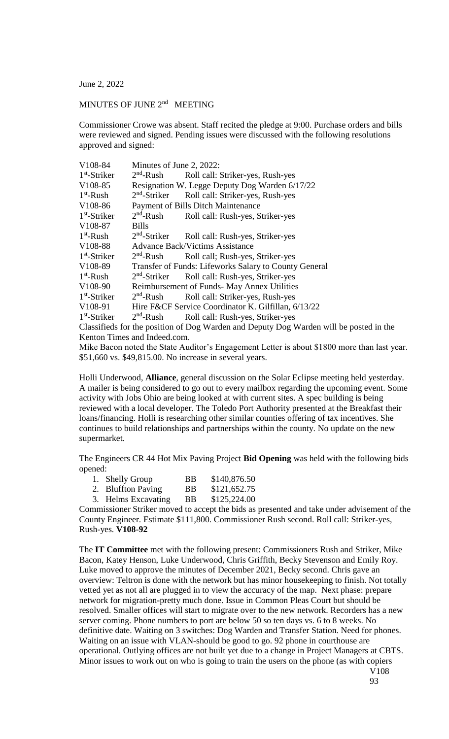June 2, 2022

MINUTES OF JUNE 2nd MEETING

Commissioner Crowe was absent. Staff recited the pledge at 9:00. Purchase orders and bills were reviewed and signed. Pending issues were discussed with the following resolutions approved and signed:

V108-84 Minutes of June 2, 2022:
1st-Striker 2nd-Rush Roll call: Striker-yes, Rush-yes
V108-85 Resignation W. Legge Deputy Dog Warden 6/17/22
1st-Rush 2nd-Striker Roll call: Striker-yes, Rush-yes
V108-86 Payment of Bills Ditch Maintenance
1st-Striker 2nd-Rush Roll call: Rush-yes, Striker-yes
V108-87 Bills
1st-Rush 2nd-Striker Roll call: Rush-yes, Striker-yes
V108-88 Advance Back/Victims Assistance
1st-Striker 2nd-Rush Roll call; Rush-yes, Striker-yes
V108-89 Transfer of Funds: Lifeworks Salary to County General
1st-Rush 2nd-Striker Roll call: Rush-yes, Striker-yes
V108-90 Reimbursement of Funds- May Annex Utilities
1st-Striker 2nd-Rush Roll call: Striker-yes, Rush-yes
V108-91 Hire F&CF Service Coordinator K. Gilfillan, 6/13/22
1st-Striker 2nd-Rush Roll call: Rush-yes, Striker-yes

Classifieds for the position of Dog Warden and Deputy Dog Warden will be posted in the Kenton Times and Indeed.com.

Mike Bacon noted the State Auditor's Engagement Letter is about $1800 more than last year. $51,660 vs. $49,815.00. No increase in several years.

Holli Underwood, **Alliance**, general discussion on the Solar Eclipse meeting held yesterday. A mailer is being considered to go out to every mailbox regarding the upcoming event. Some activity with Jobs Ohio are being looked at with current sites. A spec building is being reviewed with a local developer. The Toledo Port Authority presented at the Breakfast their loans/financing. Holli is researching other similar counties offering of tax incentives. She continues to build relationships and partnerships within the county. No update on the new supermarket.

The Engineers CR 44 Hot Mix Paving Project **Bid Opening** was held with the following bids opened:

1. Shelly Group BB $140,876.50
2. Bluffton Paving BB $121,652.75
3. Helms Excavating BB $125,224.00

Commissioner Striker moved to accept the bids as presented and take under advisement of the County Engineer. Estimate $111,800. Commissioner Rush second. Roll call: Striker-yes, Rush-yes. **V108-92**

The **IT Committee** met with the following present: Commissioners Rush and Striker, Mike Bacon, Katey Henson, Luke Underwood, Chris Griffith, Becky Stevenson and Emily Roy. Luke moved to approve the minutes of December 2021, Becky second. Chris gave an overview: Teltron is done with the network but has minor housekeeping to finish. Not totally vetted yet as not all are plugged in to view the accuracy of the map. Next phase: prepare network for migration-pretty much done. Issue in Common Pleas Court but should be resolved. Smaller offices will start to migrate over to the new network. Recorders has a new server coming. Phone numbers to port are below 50 so ten days vs. 6 to 8 weeks. No definitive date. Waiting on 3 switches: Dog Warden and Transfer Station. Need for phones. Waiting on an issue with VLAN-should be good to go. 92 phone in courthouse are operational. Outlying offices are not built yet due to a change in Project Managers at CBTS. Minor issues to work out on who is going to train the users on the phone (as with copiers

V108
93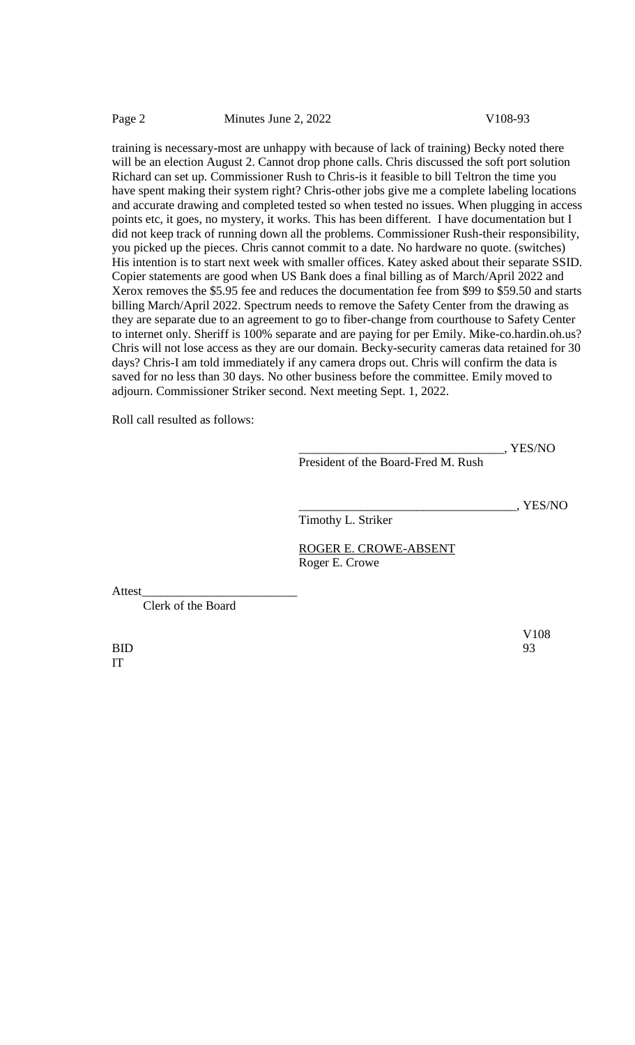training is necessary-most are unhappy with because of lack of training) Becky noted there will be an election August 2. Cannot drop phone calls. Chris discussed the soft port solution Richard can set up. Commissioner Rush to Chris-is it feasible to bill Teltron the time you have spent making their system right? Chris-other jobs give me a complete labeling locations and accurate drawing and completed tested so when tested no issues. When plugging in access points etc, it goes, no mystery, it works. This has been different. I have documentation but I did not keep track of running down all the problems. Commissioner Rush-their responsibility, you picked up the pieces. Chris cannot commit to a date. No hardware no quote. (switches) His intention is to start next week with smaller offices. Katey asked about their separate SSID. Copier statements are good when US Bank does a final billing as of March/April 2022 and Xerox removes the $5.95 fee and reduces the documentation fee from $99 to $59.50 and starts billing March/April 2022. Spectrum needs to remove the Safety Center from the drawing as they are separate due to an agreement to go to fiber-change from courthouse to Safety Center to internet only. Sheriff is 100% separate and are paying for per Emily. Mike-co.hardin.oh.us? Chris will not lose access as they are our domain. Becky-security cameras data retained for 30 days? Chris-I am told immediately if any camera drops out. Chris will confirm the data is saved for no less than 30 days. No other business before the committee. Emily moved to adjourn. Commissioner Striker second. Next meeting Sept. 1, 2022.

Roll call resulted as follows:

________________________________, YES/NO
President of the Board-Fred M. Rush

__________________________________, YES/NO
Timothy L. Striker

ROGER E. CROWE-ABSENT
Roger E. Crowe

Attest________________________
Clerk of the Board

BID
IT

V108
93